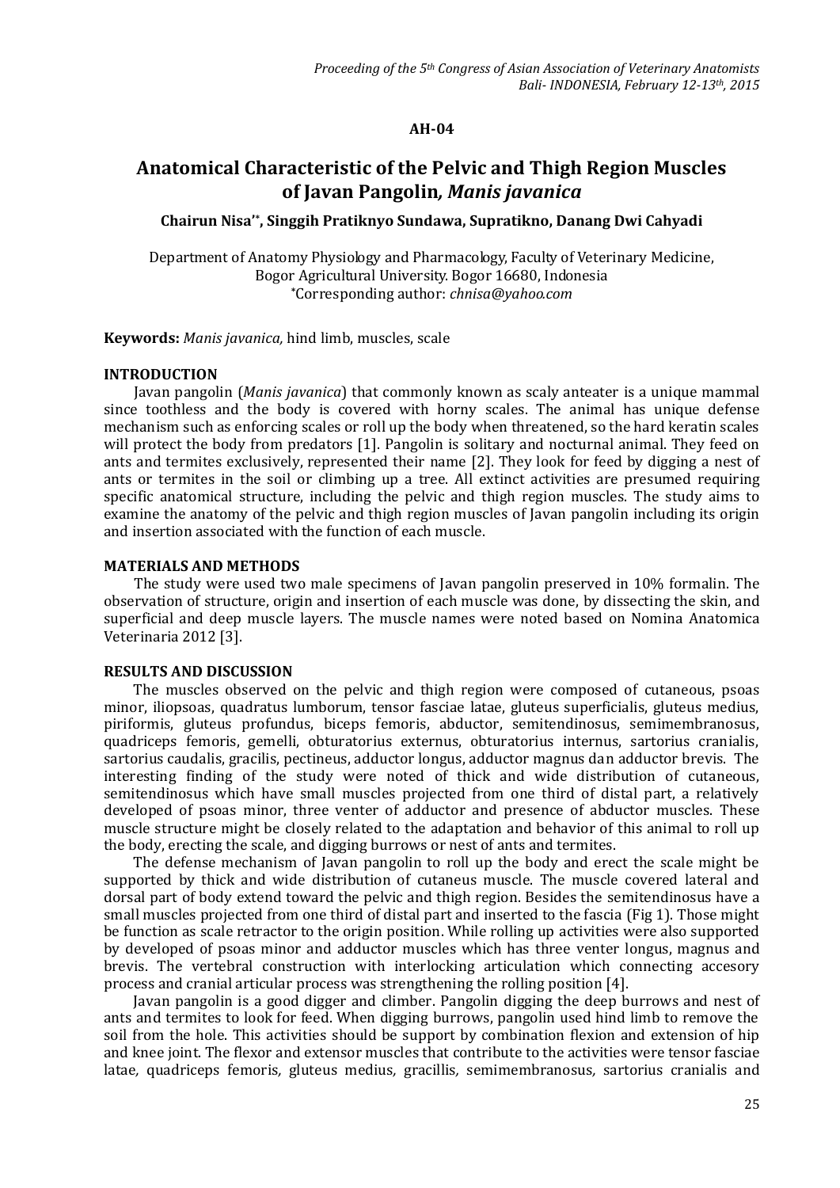**AH-04**

# Anatomical Characteristic of the Pelvic and Thigh Region Muscles of Javan Pangolin, *Manis javanica*

**Chairun Nisa'*, Singgih Pratiknyo Sundawa, Supratikno, Danang Dwi Cahyadi**

Department of Anatomy Physiology and Pharmacology, Faculty of Veterinary Medicine, Bogor Agricultural University. Bogor 16680, Indonesia
*Corresponding author: *chnisa@yahoo.com*

**Keywords:** *Manis javanica,* hind limb, muscles, scale

## INTRODUCTION

Javan pangolin (*Manis javanica*) that commonly known as scaly anteater is a unique mammal since toothless and the body is covered with horny scales. The animal has unique defense mechanism such as enforcing scales or roll up the body when threatened, so the hard keratin scales will protect the body from predators [1]. Pangolin is solitary and nocturnal animal. They feed on ants and termites exclusively, represented their name [2]. They look for feed by digging a nest of ants or termites in the soil or climbing up a tree. All extinct activities are presumed requiring specific anatomical structure, including the pelvic and thigh region muscles. The study aims to examine the anatomy of the pelvic and thigh region muscles of Javan pangolin including its origin and insertion associated with the function of each muscle.

## MATERIALS AND METHODS

The study were used two male specimens of Javan pangolin preserved in 10% formalin. The observation of structure, origin and insertion of each muscle was done, by dissecting the skin, and superficial and deep muscle layers. The muscle names were noted based on Nomina Anatomica Veterinaria 2012 [3].

## RESULTS AND DISCUSSION

The muscles observed on the pelvic and thigh region were composed of cutaneous, psoas minor, iliopsoas, quadratus lumborum, tensor fasciae latae, gluteus superficialis, gluteus medius, piriformis, gluteus profundus, biceps femoris, abductor, semitendinosus, semimembranosus, quadriceps femoris, gemelli, obturatorius externus, obturatorius internus, sartorius cranialis, sartorius caudalis, gracilis, pectineus, adductor longus, adductor magnus dan adductor brevis. The interesting finding of the study were noted of thick and wide distribution of cutaneous, semitendinosus which have small muscles projected from one third of distal part, a relatively developed of psoas minor, three venter of adductor and presence of abductor muscles. These muscle structure might be closely related to the adaptation and behavior of this animal to roll up the body, erecting the scale, and digging burrows or nest of ants and termites.

The defense mechanism of Javan pangolin to roll up the body and erect the scale might be supported by thick and wide distribution of cutaneus muscle. The muscle covered lateral and dorsal part of body extend toward the pelvic and thigh region. Besides the semitendinosus have a small muscles projected from one third of distal part and inserted to the fascia (Fig 1). Those might be function as scale retractor to the origin position. While rolling up activities were also supported by developed of psoas minor and adductor muscles which has three venter longus, magnus and brevis. The vertebral construction with interlocking articulation which connecting accesory process and cranial articular process was strengthening the rolling position [4].

Javan pangolin is a good digger and climber. Pangolin digging the deep burrows and nest of ants and termites to look for feed. When digging burrows, pangolin used hind limb to remove the soil from the hole. This activities should be support by combination flexion and extension of hip and knee joint. The flexor and extensor muscles that contribute to the activities were tensor fasciae latae*,* quadriceps femoris*,* gluteus medius*,* gracillis*,* semimembranosus*,* sartorius cranialis and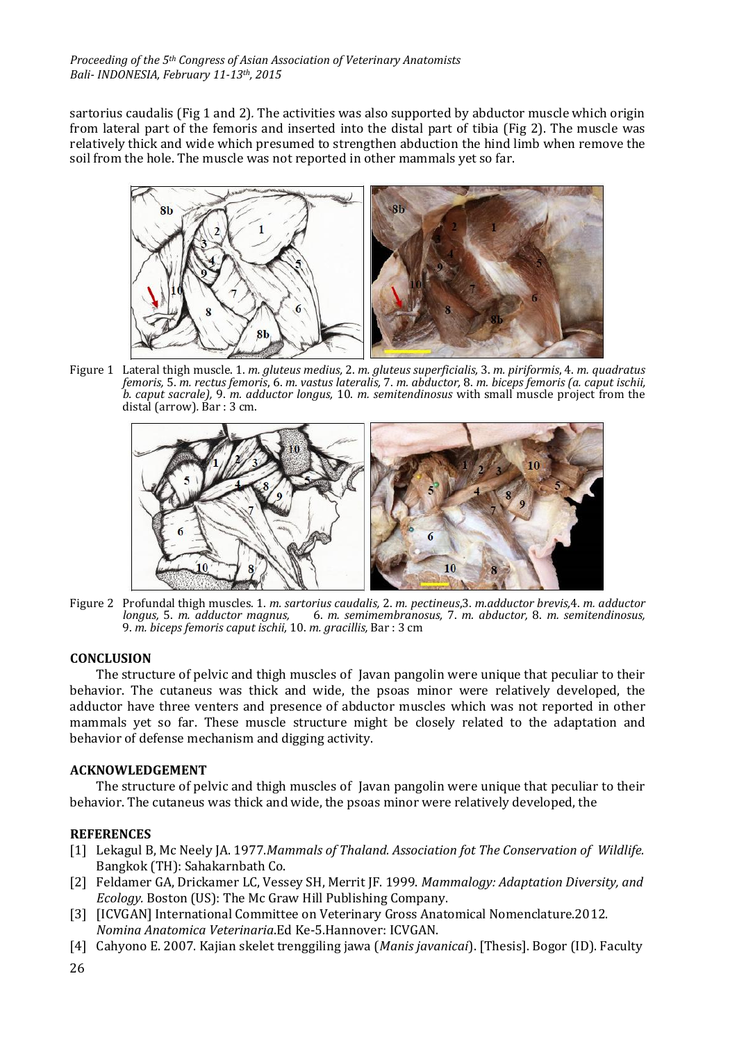sartorius caudalis (Fig 1 and 2). The activities was also supported by abductor muscle which origin from lateral part of the femoris and inserted into the distal part of tibia (Fig 2). The muscle was relatively thick and wide which presumed to strengthen abduction the hind limb when remove the soil from the hole. The muscle was not reported in other mammals yet so far.

Figure 1 Lateral thigh muscle. 1. *m. gluteus medius,* 2. *m. gluteus superficialis*, 3. *m. piriformis*, 4. *m. quadratus femoris,* 5. *m. rectus femoris*, 6. *m. vastus lateralis*, 7. *m. abductor,* 8. *m. biceps femoris (a. caput ischii, b. caput sacrale),* 9. *m. adductor longus,* 10. *m. semitendinosus* with small muscle project from the distal (arrow). Bar : 3 cm.

Figure 2 Profundal thigh muscles. 1. *m. sartorius caudalis,* 2. *m. pectineus*,3. *m.adductor brevis,*4. *m. adductor longus,* 5. *m. adductor magnus,* 6. *m. semimembranosus,* 7. *m. abductor,* 8. *m. semitendinosus,* 9. *m. biceps femoris caput ischii,* 10. *m. gracillis,* Bar : 3 cm

## CONCLUSION

The structure of pelvic and thigh muscles of Javan pangolin were unique that peculiar to their behavior. The cutaneus was thick and wide, the psoas minor were relatively developed, the adductor have three venters and presence of abductor muscles which was not reported in other mammals yet so far. These muscle structure might be closely related to the adaptation and behavior of defense mechanism and digging activity.

## ACKNOWLEDGEMENT

The structure of pelvic and thigh muscles of Javan pangolin were unique that peculiar to their behavior. The cutaneus was thick and wide, the psoas minor were relatively developed, the

## REFERENCES

[1] Lekagul B, Mc Neely JA. 1977.*Mammals of Thaland. Association fot The Conservation of Wildlife.* Bangkok (TH): Sahakarnbath Co.

[2] Feldamer GA, Drickamer LC, Vessey SH, Merrit JF. 1999. *Mammalogy: Adaptation Diversity, and Ecology.* Boston (US): The Mc Graw Hill Publishing Company.

[3] [ICVGAN] International Committee on Veterinary Gross Anatomical Nomenclature.2012. *Nomina Anatomica Veterinaria*.Ed Ke-5.Hannover: ICVGAN.

[4] Cahyono E. 2007. Kajian skelet trenggiling jawa (*Manis javanicai*). [Thesis]. Bogor (ID). Faculty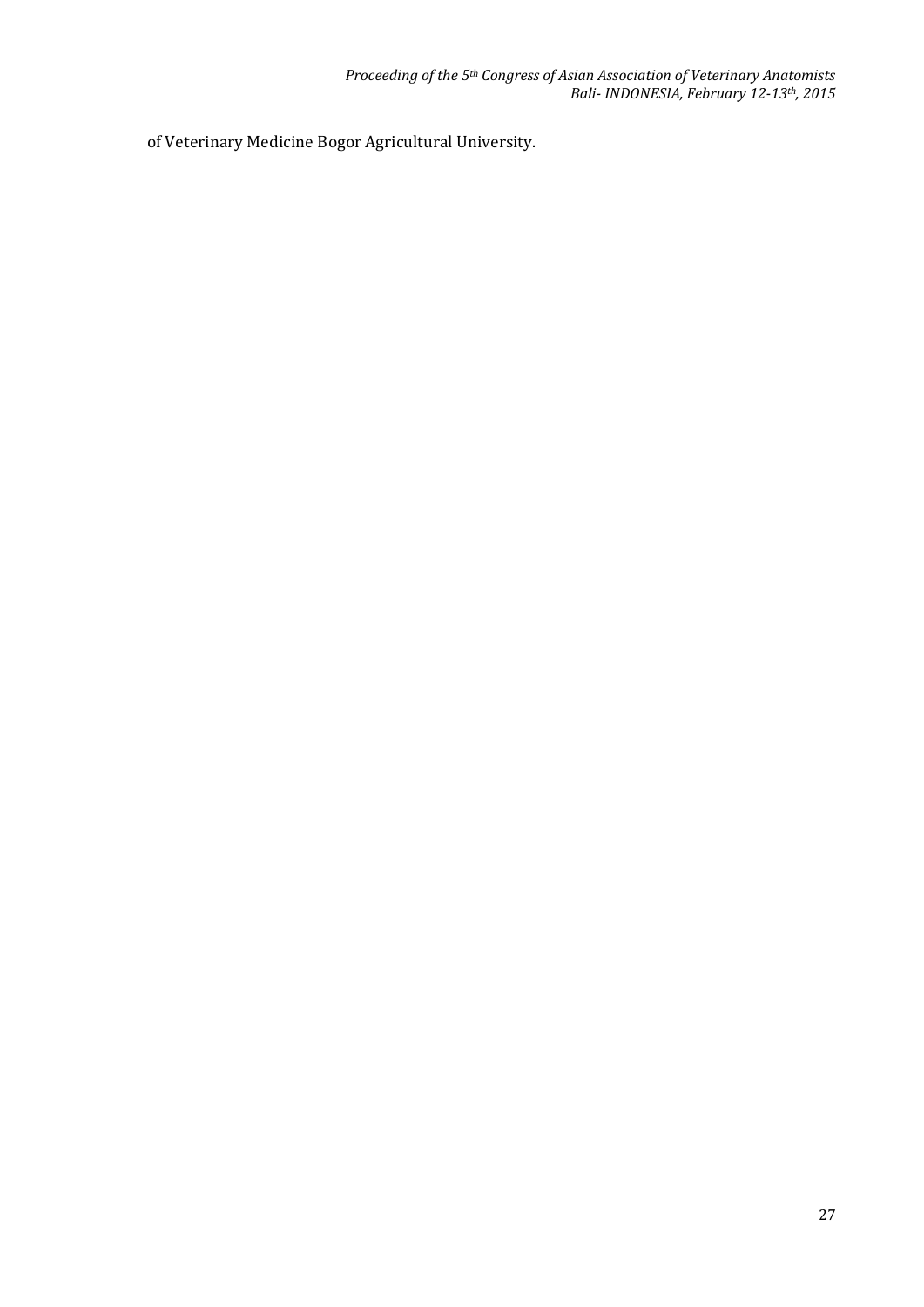of Veterinary Medicine Bogor Agricultural University.